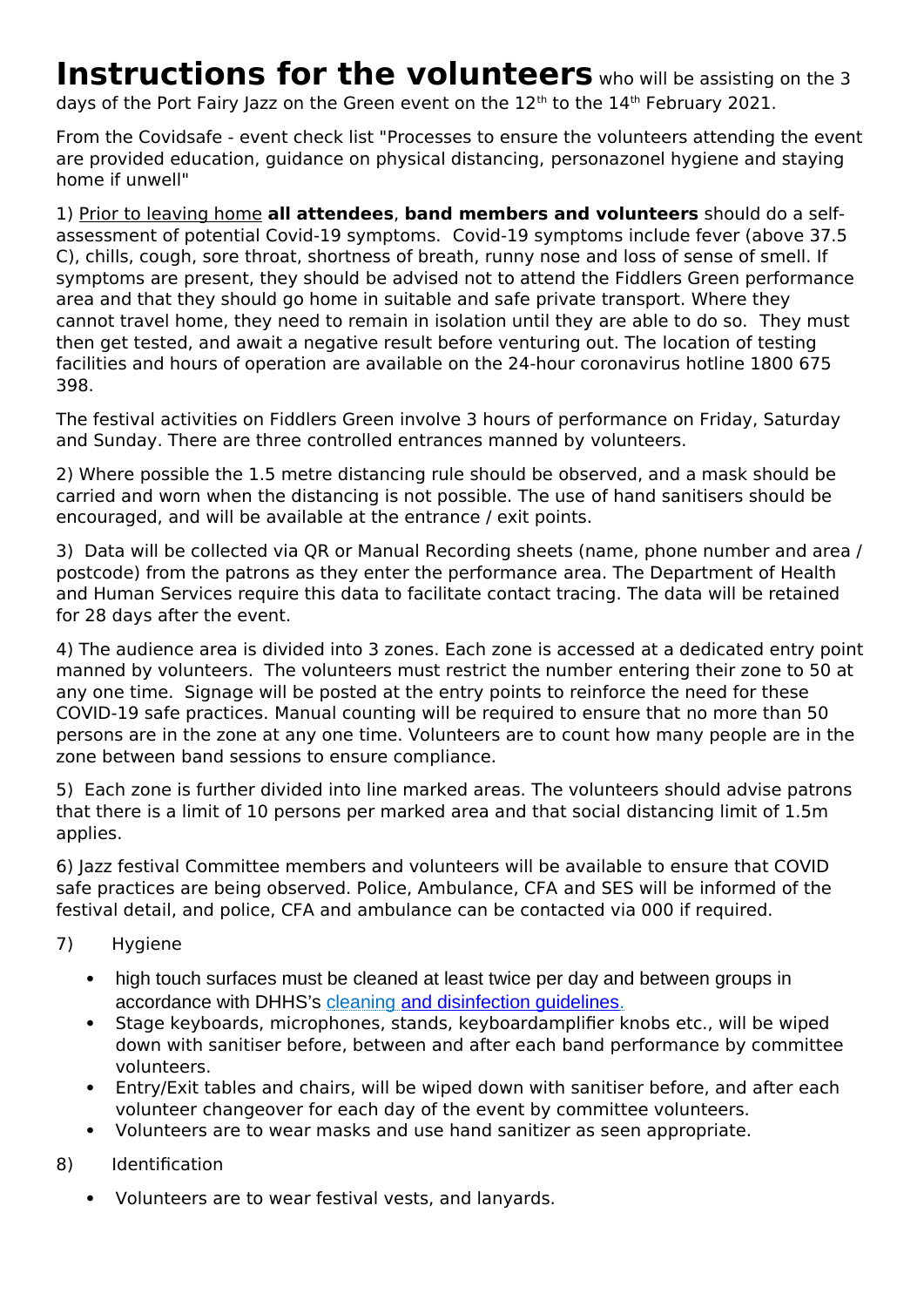**Instructions for the volunteers** who will be assisting on the 3 days of the Port Fairy Jazz on the Green event on the 12th to the 14th February 2021.

From the Covidsafe - event check list "Processes to ensure the volunteers attending the event are provided education, guidance on physical distancing, personazonel hygiene and staying home if unwell"

1) Prior to leaving home **all attendees**, **band members and volunteers** should do a self-assessment of potential Covid-19 symptoms. Covid-19 symptoms include fever (above 37.5 C), chills, cough, sore throat, shortness of breath, runny nose and loss of sense of smell. If symptoms are present, they should be advised not to attend the Fiddlers Green performance area and that they should go home in suitable and safe private transport. Where they cannot travel home, they need to remain in isolation until they are able to do so. They must then get tested, and await a negative result before venturing out. The location of testing facilities and hours of operation are available on the 24-hour coronavirus hotline 1800 675 398.

The festival activities on Fiddlers Green involve 3 hours of performance on Friday, Saturday and Sunday. There are three controlled entrances manned by volunteers.

2) Where possible the 1.5 metre distancing rule should be observed, and a mask should be carried and worn when the distancing is not possible. The use of hand sanitisers should be encouraged, and will be available at the entrance / exit points.

3) Data will be collected via QR or Manual Recording sheets (name, phone number and area / postcode) from the patrons as they enter the performance area. The Department of Health and Human Services require this data to facilitate contact tracing. The data will be retained for 28 days after the event.

4) The audience area is divided into 3 zones. Each zone is accessed at a dedicated entry point manned by volunteers. The volunteers must restrict the number entering their zone to 50 at any one time. Signage will be posted at the entry points to reinforce the need for these COVID-19 safe practices. Manual counting will be required to ensure that no more than 50 persons are in the zone at any one time. Volunteers are to count how many people are in the zone between band sessions to ensure compliance.

5) Each zone is further divided into line marked areas. The volunteers should advise patrons that there is a limit of 10 persons per marked area and that social distancing limit of 1.5m applies.

6) Jazz festival Committee members and volunteers will be available to ensure that COVID safe practices are being observed. Police, Ambulance, CFA and SES will be informed of the festival detail, and police, CFA and ambulance can be contacted via 000 if required.

7) Hygiene

- high touch surfaces must be cleaned at least twice per day and between groups in accordance with DHHS's cleaning and disinfection guidelines.
- Stage keyboards, microphones, stands, keyboardamplifier knobs etc., will be wiped down with sanitiser before, between and after each band performance by committee volunteers.
- Entry/Exit tables and chairs, will be wiped down with sanitiser before, and after each volunteer changeover for each day of the event by committee volunteers.
- Volunteers are to wear masks and use hand sanitizer as seen appropriate.

8) Identification

- Volunteers are to wear festival vests, and lanyards.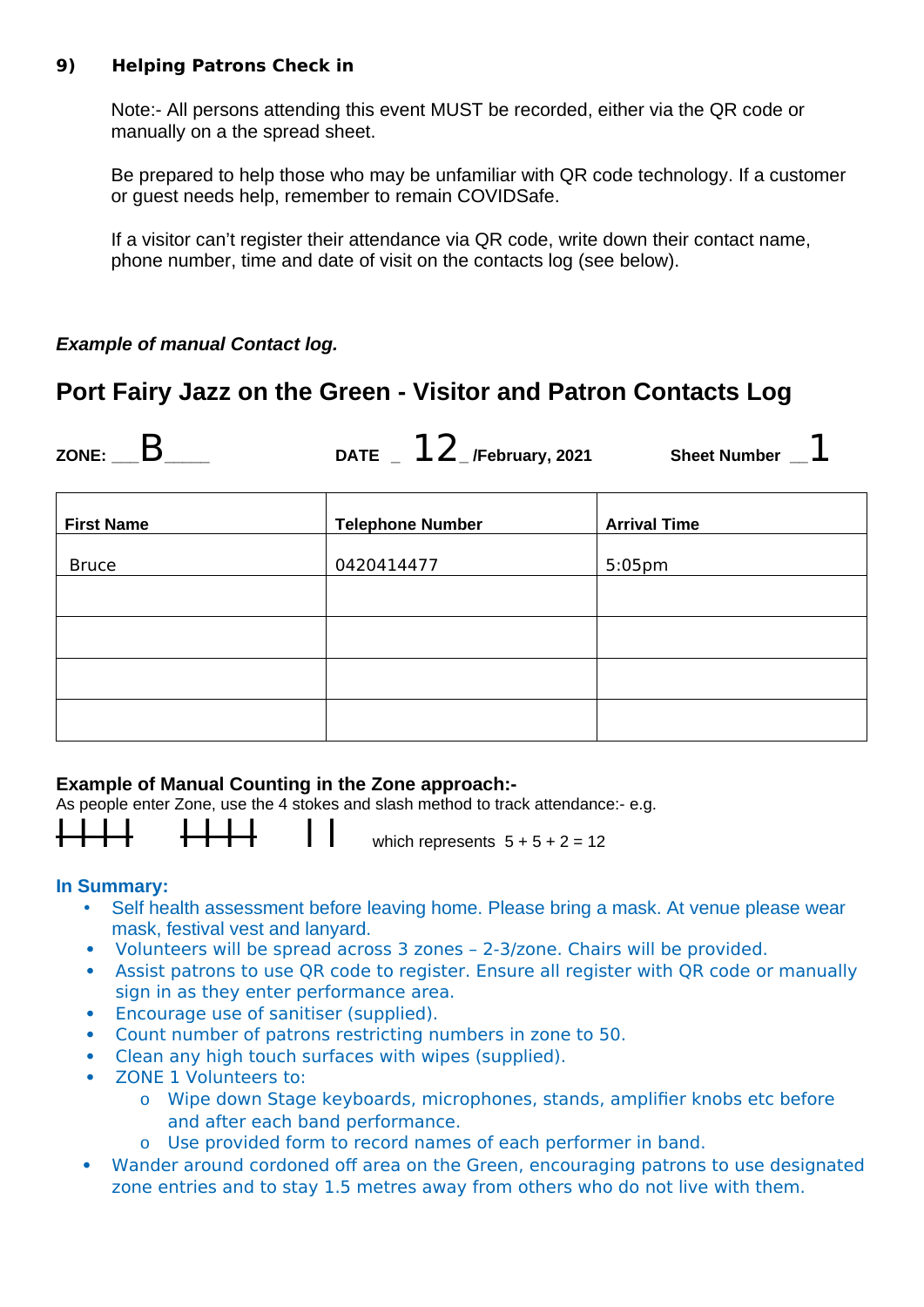## 9) Helping Patrons Check in

Note:- All persons attending this event MUST be recorded, either via the QR code or manually on a the spread sheet.

Be prepared to help those who may be unfamiliar with QR code technology. If a customer or guest needs help, remember to remain COVIDSafe.

If a visitor can't register their attendance via QR code, write down their contact name, phone number, time and date of visit on the contacts log (see below).

***Example of manual Contact log.***

## Port Fairy Jazz on the Green - Visitor and Patron Contacts Log

**ZONE:** ___B_____ **DATE** _ 12_ **/February, 2021** **Sheet Number** __1

| First Name | Telephone Number | Arrival Time |
|---|---|---|
| Bruce | 0420414477 | 5:05pm |
| | | |
| | | |
| | | |
| | | |

**Example of Manual Counting in the Zone approach:-**

As people enter Zone, use the 4 stokes and slash method to track attendance:- e.g.

卌 卌 II which represents 5 + 5 + 2 = 12

**In Summary:**

- Self health assessment before leaving home. Please bring a mask. At venue please wear mask, festival vest and lanyard.
- Volunteers will be spread across 3 zones – 2-3/zone. Chairs will be provided.
- Assist patrons to use QR code to register. Ensure all register with QR code or manually sign in as they enter performance area.
- Encourage use of sanitiser (supplied).
- Count number of patrons restricting numbers in zone to 50.
- Clean any high touch surfaces with wipes (supplied).
- ZONE 1 Volunteers to:
  - Wipe down Stage keyboards, microphones, stands, amplifier knobs etc before and after each band performance.
  - Use provided form to record names of each performer in band.
- Wander around cordoned off area on the Green, encouraging patrons to use designated zone entries and to stay 1.5 metres away from others who do not live with them.